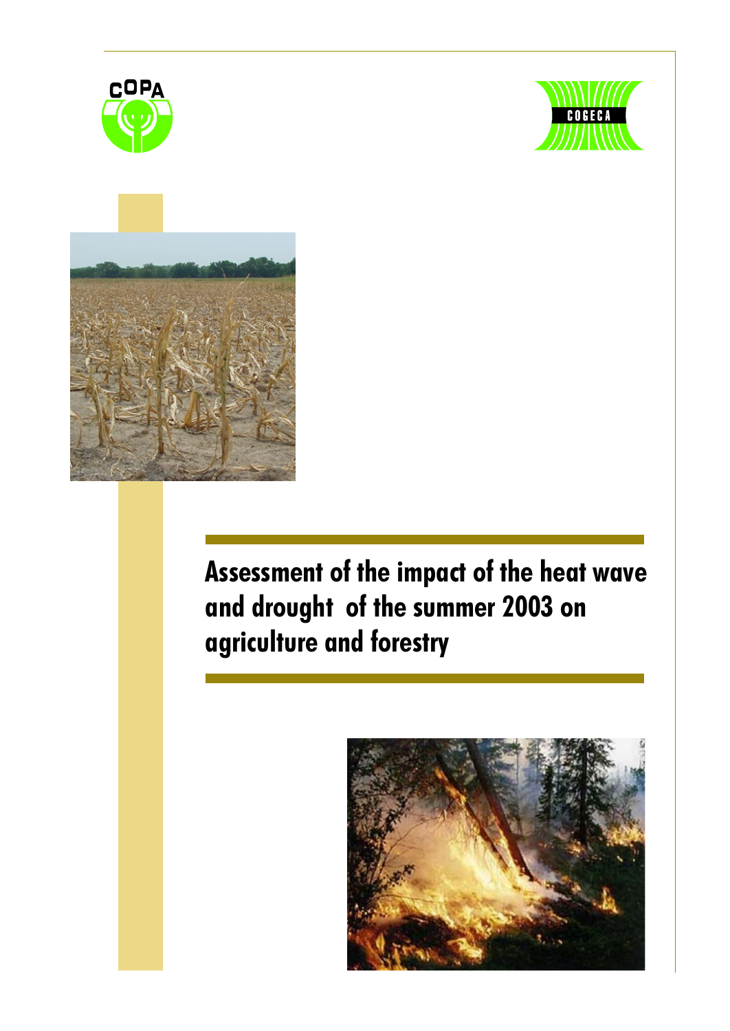COPA

COGECA

# Assessment of the impact of the heat wave and drought of the summer 2003 on agriculture and forestry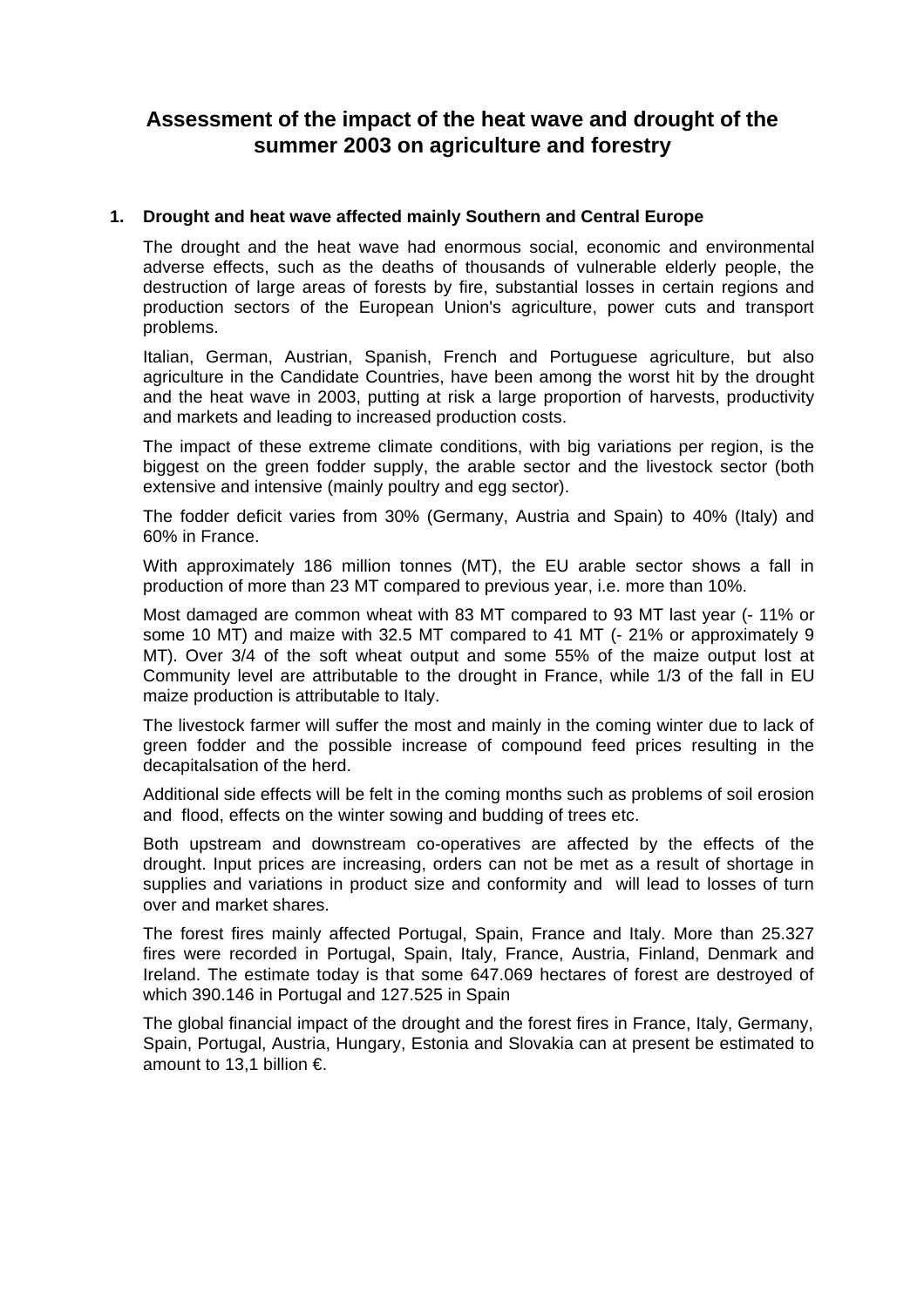# Assessment of the impact of the heat wave and drought of the summer 2003 on agriculture and forestry

## 1. Drought and heat wave affected mainly Southern and Central Europe

The drought and the heat wave had enormous social, economic and environmental adverse effects, such as the deaths of thousands of vulnerable elderly people, the destruction of large areas of forests by fire, substantial losses in certain regions and production sectors of the European Union's agriculture, power cuts and transport problems.

Italian, German, Austrian, Spanish, French and Portuguese agriculture, but also agriculture in the Candidate Countries, have been among the worst hit by the drought and the heat wave in 2003, putting at risk a large proportion of harvests, productivity and markets and leading to increased production costs.

The impact of these extreme climate conditions, with big variations per region, is the biggest on the green fodder supply, the arable sector and the livestock sector (both extensive and intensive (mainly poultry and egg sector).

The fodder deficit varies from 30% (Germany, Austria and Spain) to 40% (Italy) and 60% in France.

With approximately 186 million tonnes (MT), the EU arable sector shows a fall in production of more than 23 MT compared to previous year, i.e. more than 10%.

Most damaged are common wheat with 83 MT compared to 93 MT last year (- 11% or some 10 MT) and maize with 32.5 MT compared to 41 MT (- 21% or approximately 9 MT). Over 3/4 of the soft wheat output and some 55% of the maize output lost at Community level are attributable to the drought in France, while 1/3 of the fall in EU maize production is attributable to Italy.

The livestock farmer will suffer the most and mainly in the coming winter due to lack of green fodder and the possible increase of compound feed prices resulting in the decapitalsation of the herd.

Additional side effects will be felt in the coming months such as problems of soil erosion and flood, effects on the winter sowing and budding of trees etc.

Both upstream and downstream co-operatives are affected by the effects of the drought. Input prices are increasing, orders can not be met as a result of shortage in supplies and variations in product size and conformity and will lead to losses of turn over and market shares.

The forest fires mainly affected Portugal, Spain, France and Italy. More than 25.327 fires were recorded in Portugal, Spain, Italy, France, Austria, Finland, Denmark and Ireland. The estimate today is that some 647.069 hectares of forest are destroyed of which 390.146 in Portugal and 127.525 in Spain

The global financial impact of the drought and the forest fires in France, Italy, Germany, Spain, Portugal, Austria, Hungary, Estonia and Slovakia can at present be estimated to amount to 13,1 billion €.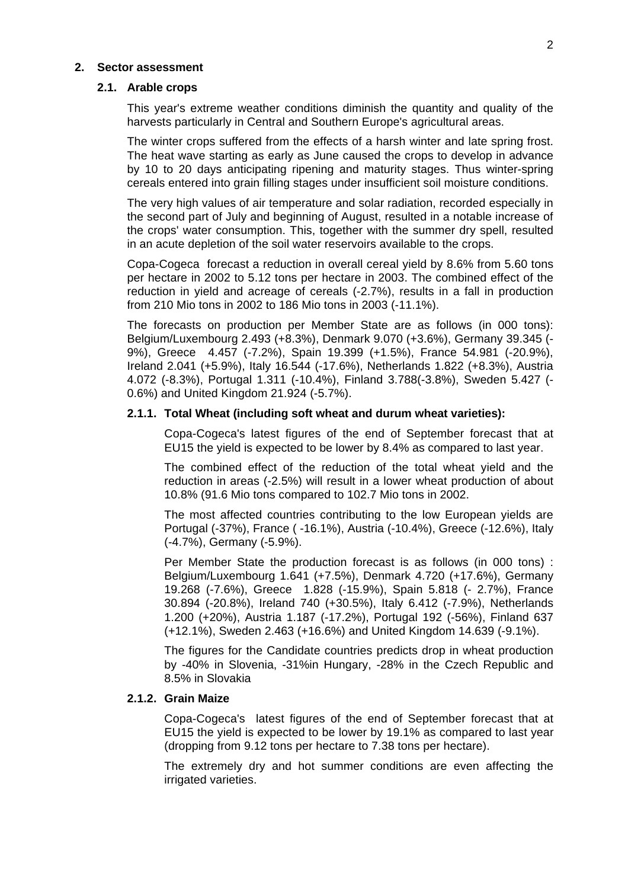## 2. Sector assessment

### 2.1. Arable crops

This year's extreme weather conditions diminish the quantity and quality of the harvests particularly in Central and Southern Europe's agricultural areas.

The winter crops suffered from the effects of a harsh winter and late spring frost. The heat wave starting as early as June caused the crops to develop in advance by 10 to 20 days anticipating ripening and maturity stages. Thus winter-spring cereals entered into grain filling stages under insufficient soil moisture conditions.

The very high values of air temperature and solar radiation, recorded especially in the second part of July and beginning of August, resulted in a notable increase of the crops' water consumption. This, together with the summer dry spell, resulted in an acute depletion of the soil water reservoirs available to the crops.

Copa-Cogeca forecast a reduction in overall cereal yield by 8.6% from 5.60 tons per hectare in 2002 to 5.12 tons per hectare in 2003. The combined effect of the reduction in yield and acreage of cereals (-2.7%), results in a fall in production from 210 Mio tons in 2002 to 186 Mio tons in 2003 (-11.1%).

The forecasts on production per Member State are as follows (in 000 tons): Belgium/Luxembourg 2.493 (+8.3%), Denmark 9.070 (+3.6%), Germany 39.345 (-9%), Greece 4.457 (-7.2%), Spain 19.399 (+1.5%), France 54.981 (-20.9%), Ireland 2.041 (+5.9%), Italy 16.544 (-17.6%), Netherlands 1.822 (+8.3%), Austria 4.072 (-8.3%), Portugal 1.311 (-10.4%), Finland 3.788(-3.8%), Sweden 5.427 (-0.6%) and United Kingdom 21.924 (-5.7%).

#### 2.1.1. Total Wheat (including soft wheat and durum wheat varieties):

Copa-Cogeca's latest figures of the end of September forecast that at EU15 the yield is expected to be lower by 8.4% as compared to last year.

The combined effect of the reduction of the total wheat yield and the reduction in areas (-2.5%) will result in a lower wheat production of about 10.8% (91.6 Mio tons compared to 102.7 Mio tons in 2002.

The most affected countries contributing to the low European yields are Portugal (-37%), France ( -16.1%), Austria (-10.4%), Greece (-12.6%), Italy (-4.7%), Germany (-5.9%).

Per Member State the production forecast is as follows (in 000 tons) : Belgium/Luxembourg 1.641 (+7.5%), Denmark 4.720 (+17.6%), Germany 19.268 (-7.6%), Greece 1.828 (-15.9%), Spain 5.818 (- 2.7%), France 30.894 (-20.8%), Ireland 740 (+30.5%), Italy 6.412 (-7.9%), Netherlands 1.200 (+20%), Austria 1.187 (-17.2%), Portugal 192 (-56%), Finland 637 (+12.1%), Sweden 2.463 (+16.6%) and United Kingdom 14.639 (-9.1%).

The figures for the Candidate countries predicts drop in wheat production by -40% in Slovenia, -31%in Hungary, -28% in the Czech Republic and 8.5% in Slovakia

#### 2.1.2. Grain Maize

Copa-Cogeca's latest figures of the end of September forecast that at EU15 the yield is expected to be lower by 19.1% as compared to last year (dropping from 9.12 tons per hectare to 7.38 tons per hectare).

The extremely dry and hot summer conditions are even affecting the irrigated varieties.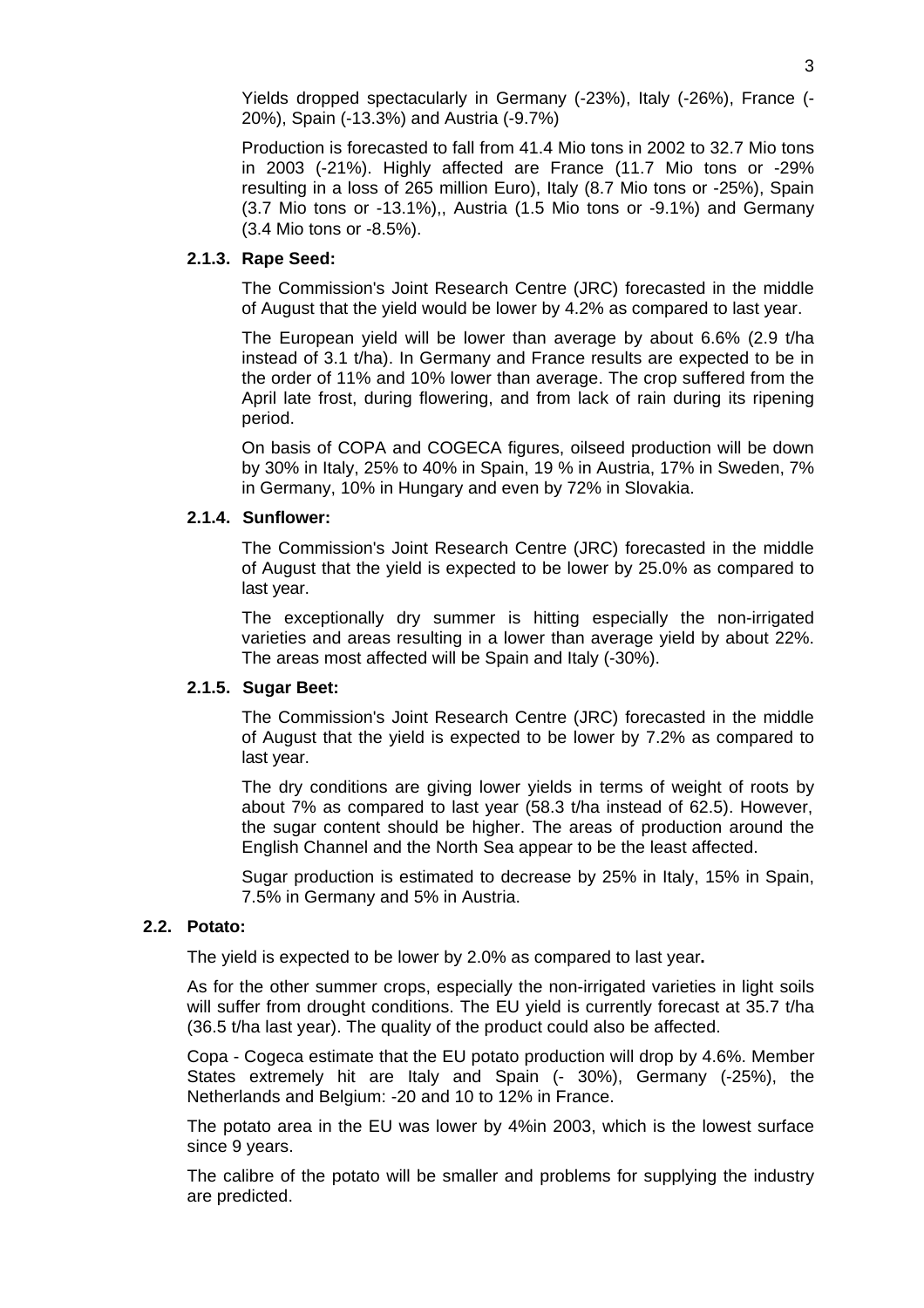Yields dropped spectacularly in Germany (-23%), Italy (-26%), France (-20%), Spain (-13.3%) and Austria (-9.7%)

Production is forecasted to fall from 41.4 Mio tons in 2002 to 32.7 Mio tons in 2003 (-21%). Highly affected are France (11.7 Mio tons or -29% resulting in a loss of 265 million Euro), Italy (8.7 Mio tons or -25%), Spain (3.7 Mio tons or -13.1%),, Austria (1.5 Mio tons or -9.1%) and Germany (3.4 Mio tons or -8.5%).

#### 2.1.3. Rape Seed:

The Commission's Joint Research Centre (JRC) forecasted in the middle of August that the yield would be lower by 4.2% as compared to last year.

The European yield will be lower than average by about 6.6% (2.9 t/ha instead of 3.1 t/ha). In Germany and France results are expected to be in the order of 11% and 10% lower than average. The crop suffered from the April late frost, during flowering, and from lack of rain during its ripening period.

On basis of COPA and COGECA figures, oilseed production will be down by 30% in Italy, 25% to 40% in Spain, 19 % in Austria, 17% in Sweden, 7% in Germany, 10% in Hungary and even by 72% in Slovakia.

#### 2.1.4. Sunflower:

The Commission's Joint Research Centre (JRC) forecasted in the middle of August that the yield is expected to be lower by 25.0% as compared to last year.

The exceptionally dry summer is hitting especially the non-irrigated varieties and areas resulting in a lower than average yield by about 22%. The areas most affected will be Spain and Italy (-30%).

#### 2.1.5. Sugar Beet:

The Commission's Joint Research Centre (JRC) forecasted in the middle of August that the yield is expected to be lower by 7.2% as compared to last year.

The dry conditions are giving lower yields in terms of weight of roots by about 7% as compared to last year (58.3 t/ha instead of 62.5). However, the sugar content should be higher. The areas of production around the English Channel and the North Sea appear to be the least affected.

Sugar production is estimated to decrease by 25% in Italy, 15% in Spain, 7.5% in Germany and 5% in Austria.

### 2.2. Potato:

The yield is expected to be lower by 2.0% as compared to last year**.**

As for the other summer crops, especially the non-irrigated varieties in light soils will suffer from drought conditions. The EU yield is currently forecast at 35.7 t/ha (36.5 t/ha last year). The quality of the product could also be affected.

Copa - Cogeca estimate that the EU potato production will drop by 4.6%. Member States extremely hit are Italy and Spain (- 30%), Germany (-25%), the Netherlands and Belgium: -20 and 10 to 12% in France.

The potato area in the EU was lower by 4%in 2003, which is the lowest surface since 9 years.

The calibre of the potato will be smaller and problems for supplying the industry are predicted.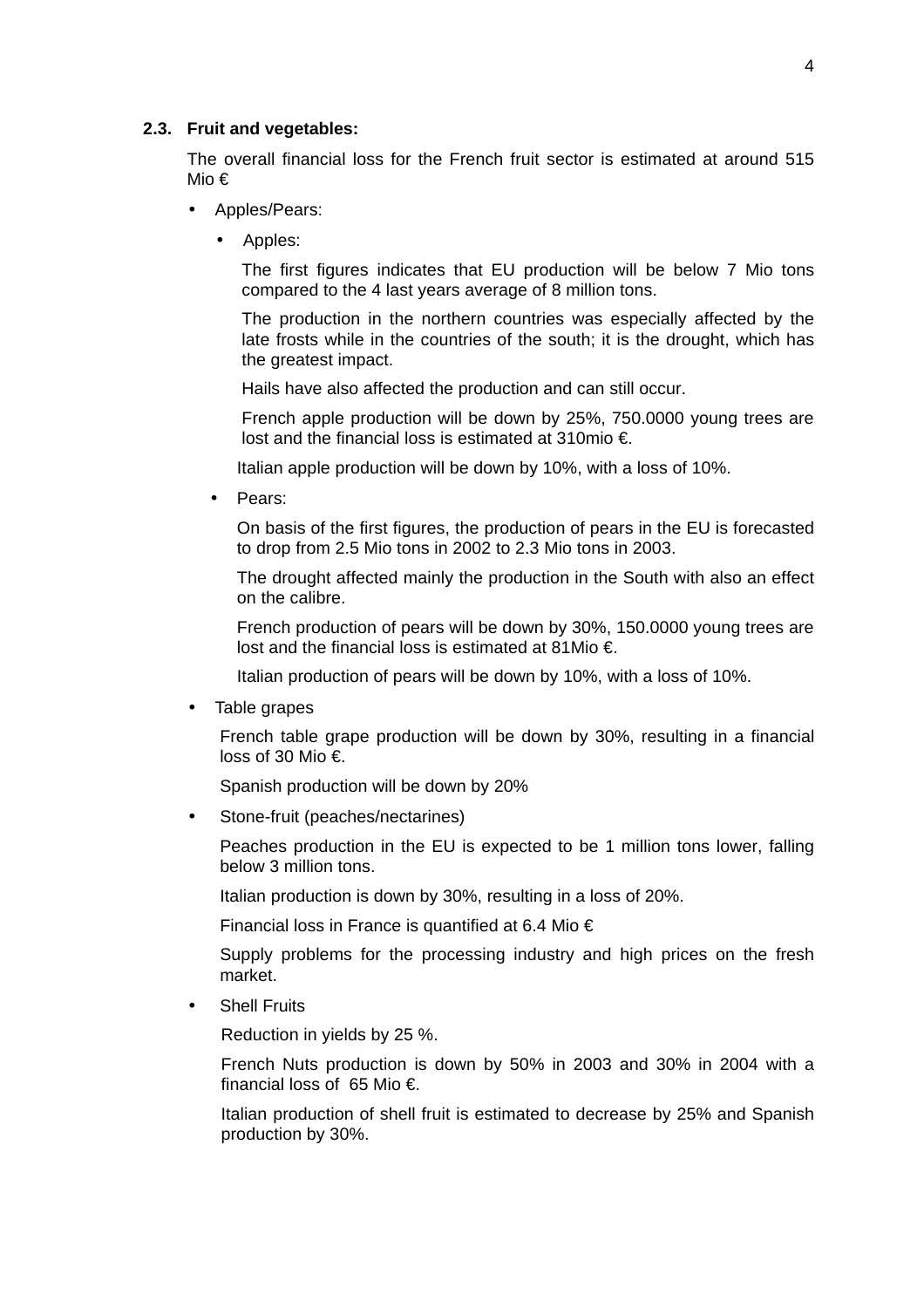### 2.3. Fruit and vegetables:

The overall financial loss for the French fruit sector is estimated at around 515 Mio €

- Apples/Pears:
  - Apples:

    The first figures indicates that EU production will be below 7 Mio tons compared to the 4 last years average of 8 million tons.

    The production in the northern countries was especially affected by the late frosts while in the countries of the south; it is the drought, which has the greatest impact.

    Hails have also affected the production and can still occur.

    French apple production will be down by 25%, 750.0000 young trees are lost and the financial loss is estimated at 310mio €.

    Italian apple production will be down by 10%, with a loss of 10%.

  - Pears:

    On basis of the first figures, the production of pears in the EU is forecasted to drop from 2.5 Mio tons in 2002 to 2.3 Mio tons in 2003.

    The drought affected mainly the production in the South with also an effect on the calibre.

    French production of pears will be down by 30%, 150.0000 young trees are lost and the financial loss is estimated at 81Mio €.

    Italian production of pears will be down by 10%, with a loss of 10%.

- Table grapes

  French table grape production will be down by 30%, resulting in a financial loss of 30 Mio €.

  Spanish production will be down by 20%

- Stone-fruit (peaches/nectarines)

  Peaches production in the EU is expected to be 1 million tons lower, falling below 3 million tons.

  Italian production is down by 30%, resulting in a loss of 20%.

  Financial loss in France is quantified at 6.4 Mio €

  Supply problems for the processing industry and high prices on the fresh market.

- Shell Fruits

  Reduction in yields by 25 %.

  French Nuts production is down by 50% in 2003 and 30% in 2004 with a financial loss of 65 Mio €.

  Italian production of shell fruit is estimated to decrease by 25% and Spanish production by 30%.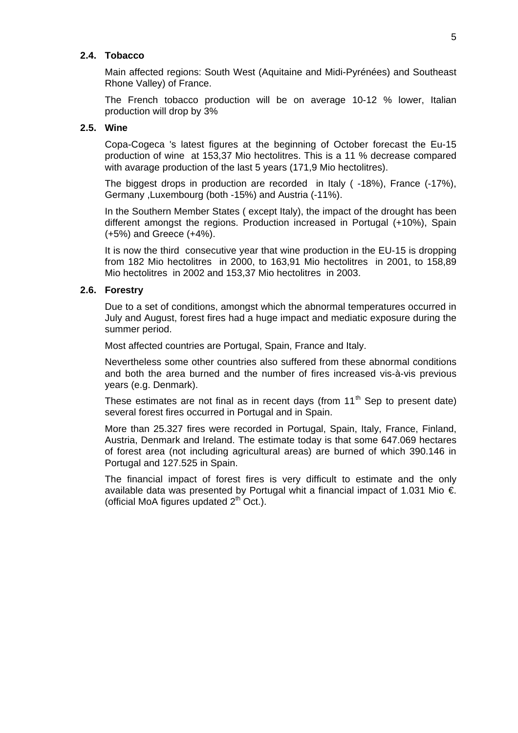### 2.4. Tobacco

Main affected regions: South West (Aquitaine and Midi-Pyrénées) and Southeast Rhone Valley) of France.

The French tobacco production will be on average 10-12 % lower, Italian production will drop by 3%

### 2.5. Wine

Copa-Cogeca 's latest figures at the beginning of October forecast the Eu-15 production of wine at 153,37 Mio hectolitres. This is a 11 % decrease compared with avarage production of the last 5 years (171,9 Mio hectolitres).

The biggest drops in production are recorded in Italy ( -18%), France (-17%), Germany ,Luxembourg (both -15%) and Austria (-11%).

In the Southern Member States ( except Italy), the impact of the drought has been different amongst the regions. Production increased in Portugal (+10%), Spain (+5%) and Greece (+4%).

It is now the third consecutive year that wine production in the EU-15 is dropping from 182 Mio hectolitres in 2000, to 163,91 Mio hectolitres in 2001, to 158,89 Mio hectolitres in 2002 and 153,37 Mio hectolitres in 2003.

### 2.6. Forestry

Due to a set of conditions, amongst which the abnormal temperatures occurred in July and August, forest fires had a huge impact and mediatic exposure during the summer period.

Most affected countries are Portugal, Spain, France and Italy.

Nevertheless some other countries also suffered from these abnormal conditions and both the area burned and the number of fires increased vis-à-vis previous years (e.g. Denmark).

These estimates are not final as in recent days (from 11th Sep to present date) several forest fires occurred in Portugal and in Spain.

More than 25.327 fires were recorded in Portugal, Spain, Italy, France, Finland, Austria, Denmark and Ireland. The estimate today is that some 647.069 hectares of forest area (not including agricultural areas) are burned of which 390.146 in Portugal and 127.525 in Spain.

The financial impact of forest fires is very difficult to estimate and the only available data was presented by Portugal whit a financial impact of 1.031 Mio €. (official MoA figures updated 2th Oct.).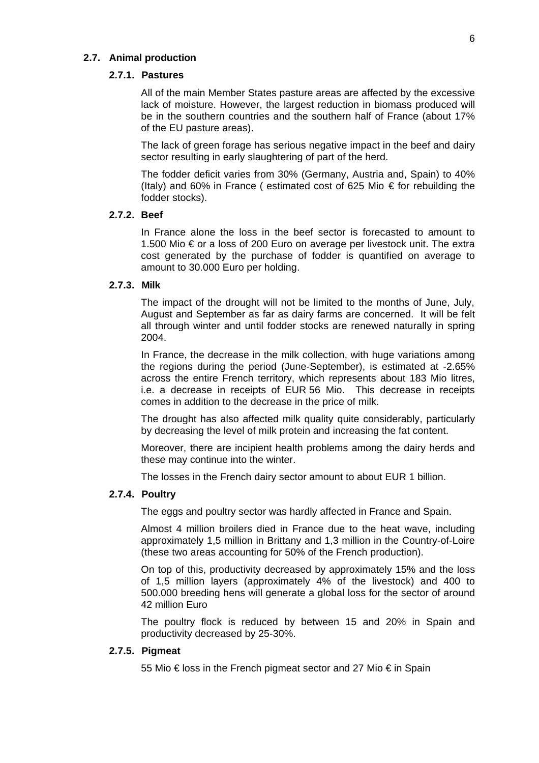## 2.7. Animal production

### 2.7.1. Pastures

All of the main Member States pasture areas are affected by the excessive lack of moisture. However, the largest reduction in biomass produced will be in the southern countries and the southern half of France (about 17% of the EU pasture areas).

The lack of green forage has serious negative impact in the beef and dairy sector resulting in early slaughtering of part of the herd.

The fodder deficit varies from 30% (Germany, Austria and, Spain) to 40% (Italy) and 60% in France ( estimated cost of 625 Mio € for rebuilding the fodder stocks).

### 2.7.2. Beef

In France alone the loss in the beef sector is forecasted to amount to 1.500 Mio € or a loss of 200 Euro on average per livestock unit. The extra cost generated by the purchase of fodder is quantified on average to amount to 30.000 Euro per holding.

### 2.7.3. Milk

The impact of the drought will not be limited to the months of June, July, August and September as far as dairy farms are concerned. It will be felt all through winter and until fodder stocks are renewed naturally in spring 2004.

In France, the decrease in the milk collection, with huge variations among the regions during the period (June-September), is estimated at -2.65% across the entire French territory, which represents about 183 Mio litres, i.e. a decrease in receipts of EUR 56 Mio. This decrease in receipts comes in addition to the decrease in the price of milk.

The drought has also affected milk quality quite considerably, particularly by decreasing the level of milk protein and increasing the fat content.

Moreover, there are incipient health problems among the dairy herds and these may continue into the winter.

The losses in the French dairy sector amount to about EUR 1 billion.

### 2.7.4. Poultry

The eggs and poultry sector was hardly affected in France and Spain.

Almost 4 million broilers died in France due to the heat wave, including approximately 1,5 million in Brittany and 1,3 million in the Country-of-Loire (these two areas accounting for 50% of the French production).

On top of this, productivity decreased by approximately 15% and the loss of 1,5 million layers (approximately 4% of the livestock) and 400 to 500.000 breeding hens will generate a global loss for the sector of around 42 million Euro

The poultry flock is reduced by between 15 and 20% in Spain and productivity decreased by 25-30%.

### 2.7.5. Pigmeat

55 Mio € loss in the French pigmeat sector and 27 Mio € in Spain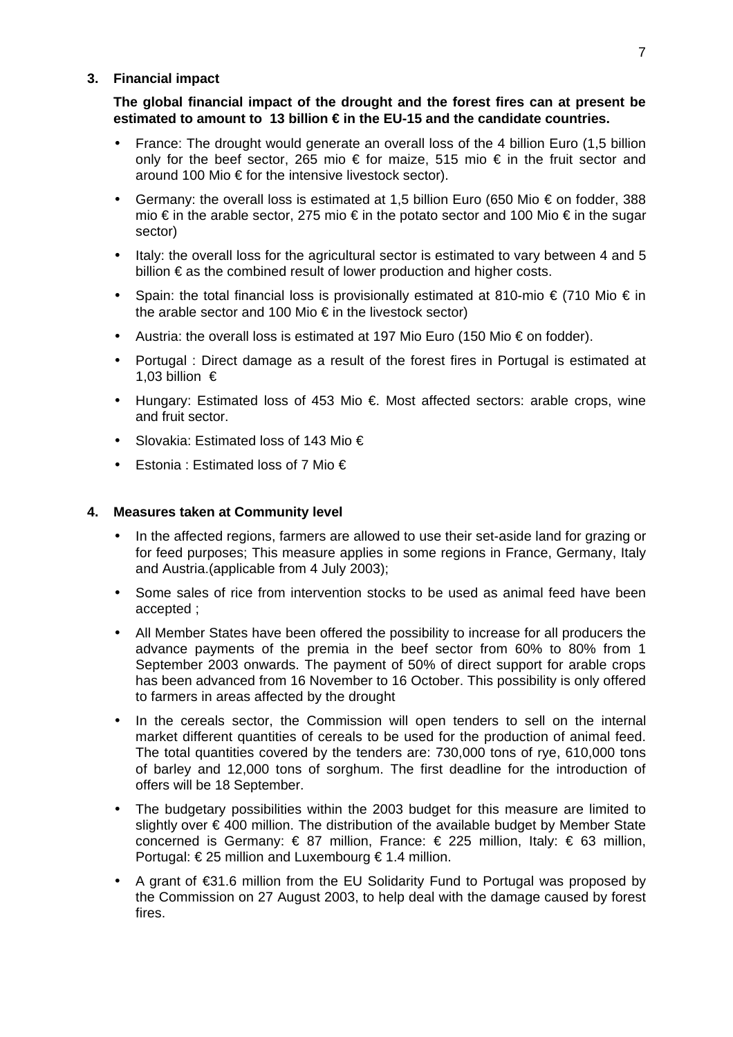## 3. Financial impact

**The global financial impact of the drought and the forest fires can at present be estimated to amount to 13 billion € in the EU-15 and the candidate countries.**

- France: The drought would generate an overall loss of the 4 billion Euro (1,5 billion only for the beef sector, 265 mio € for maize, 515 mio € in the fruit sector and around 100 Mio € for the intensive livestock sector).
- Germany: the overall loss is estimated at 1,5 billion Euro (650 Mio € on fodder, 388 mio € in the arable sector, 275 mio € in the potato sector and 100 Mio € in the sugar sector)
- Italy: the overall loss for the agricultural sector is estimated to vary between 4 and 5 billion € as the combined result of lower production and higher costs.
- Spain: the total financial loss is provisionally estimated at 810-mio € (710 Mio € in the arable sector and 100 Mio € in the livestock sector)
- Austria: the overall loss is estimated at 197 Mio Euro (150 Mio € on fodder).
- Portugal : Direct damage as a result of the forest fires in Portugal is estimated at 1,03 billion €
- Hungary: Estimated loss of 453 Mio €. Most affected sectors: arable crops, wine and fruit sector.
- Slovakia: Estimated loss of 143 Mio €
- Estonia : Estimated loss of 7 Mio €

## 4. Measures taken at Community level

- In the affected regions, farmers are allowed to use their set-aside land for grazing or for feed purposes; This measure applies in some regions in France, Germany, Italy and Austria.(applicable from 4 July 2003);
- Some sales of rice from intervention stocks to be used as animal feed have been accepted ;
- All Member States have been offered the possibility to increase for all producers the advance payments of the premia in the beef sector from 60% to 80% from 1 September 2003 onwards. The payment of 50% of direct support for arable crops has been advanced from 16 November to 16 October. This possibility is only offered to farmers in areas affected by the drought
- In the cereals sector, the Commission will open tenders to sell on the internal market different quantities of cereals to be used for the production of animal feed. The total quantities covered by the tenders are: 730,000 tons of rye, 610,000 tons of barley and 12,000 tons of sorghum. The first deadline for the introduction of offers will be 18 September.
- The budgetary possibilities within the 2003 budget for this measure are limited to slightly over € 400 million. The distribution of the available budget by Member State concerned is Germany: € 87 million, France: € 225 million, Italy: € 63 million, Portugal: € 25 million and Luxembourg € 1.4 million.
- A grant of €31.6 million from the EU Solidarity Fund to Portugal was proposed by the Commission on 27 August 2003, to help deal with the damage caused by forest fires.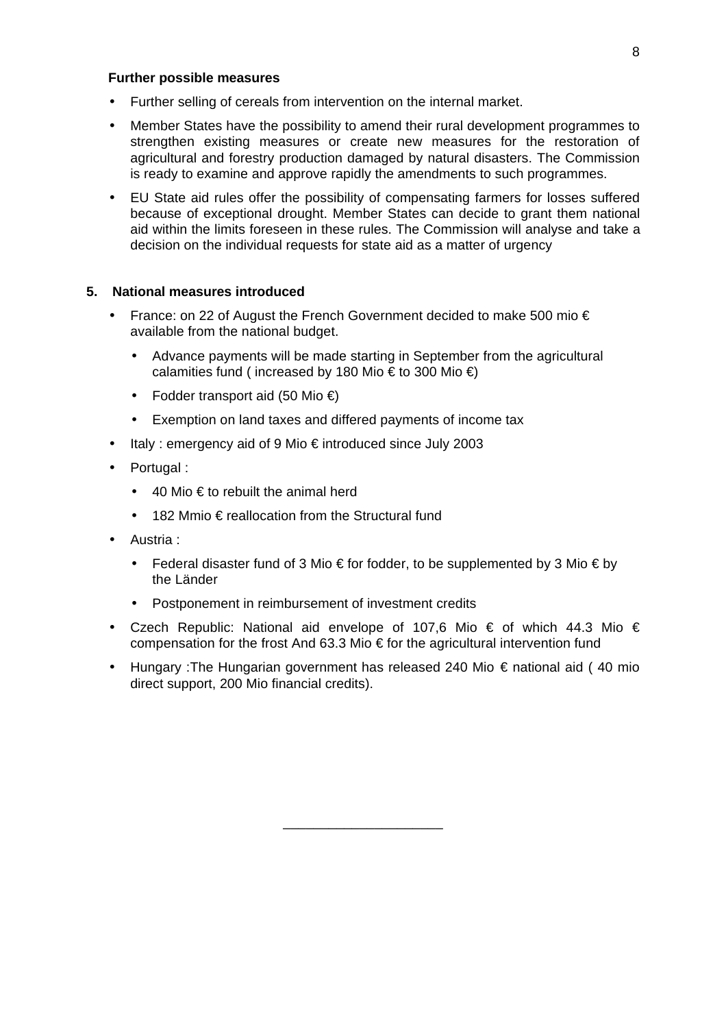**Further possible measures**

- Further selling of cereals from intervention on the internal market.
- Member States have the possibility to amend their rural development programmes to strengthen existing measures or create new measures for the restoration of agricultural and forestry production damaged by natural disasters. The Commission is ready to examine and approve rapidly the amendments to such programmes.
- EU State aid rules offer the possibility of compensating farmers for losses suffered because of exceptional drought. Member States can decide to grant them national aid within the limits foreseen in these rules. The Commission will analyse and take a decision on the individual requests for state aid as a matter of urgency

## 5. National measures introduced

- France: on 22 of August the French Government decided to make 500 mio € available from the national budget.
  - Advance payments will be made starting in September from the agricultural calamities fund ( increased by 180 Mio € to 300 Mio €)
  - Fodder transport aid (50 Mio €)
  - Exemption on land taxes and differed payments of income tax
- Italy : emergency aid of 9 Mio € introduced since July 2003
- Portugal :
  - 40 Mio € to rebuilt the animal herd
  - 182 Mmio € reallocation from the Structural fund
- Austria :
  - Federal disaster fund of 3 Mio € for fodder, to be supplemented by 3 Mio € by the Länder
  - Postponement in reimbursement of investment credits
- Czech Republic: National aid envelope of 107,6 Mio € of which 44.3 Mio € compensation for the frost And 63.3 Mio € for the agricultural intervention fund
- Hungary :The Hungarian government has released 240 Mio € national aid ( 40 mio direct support, 200 Mio financial credits).

---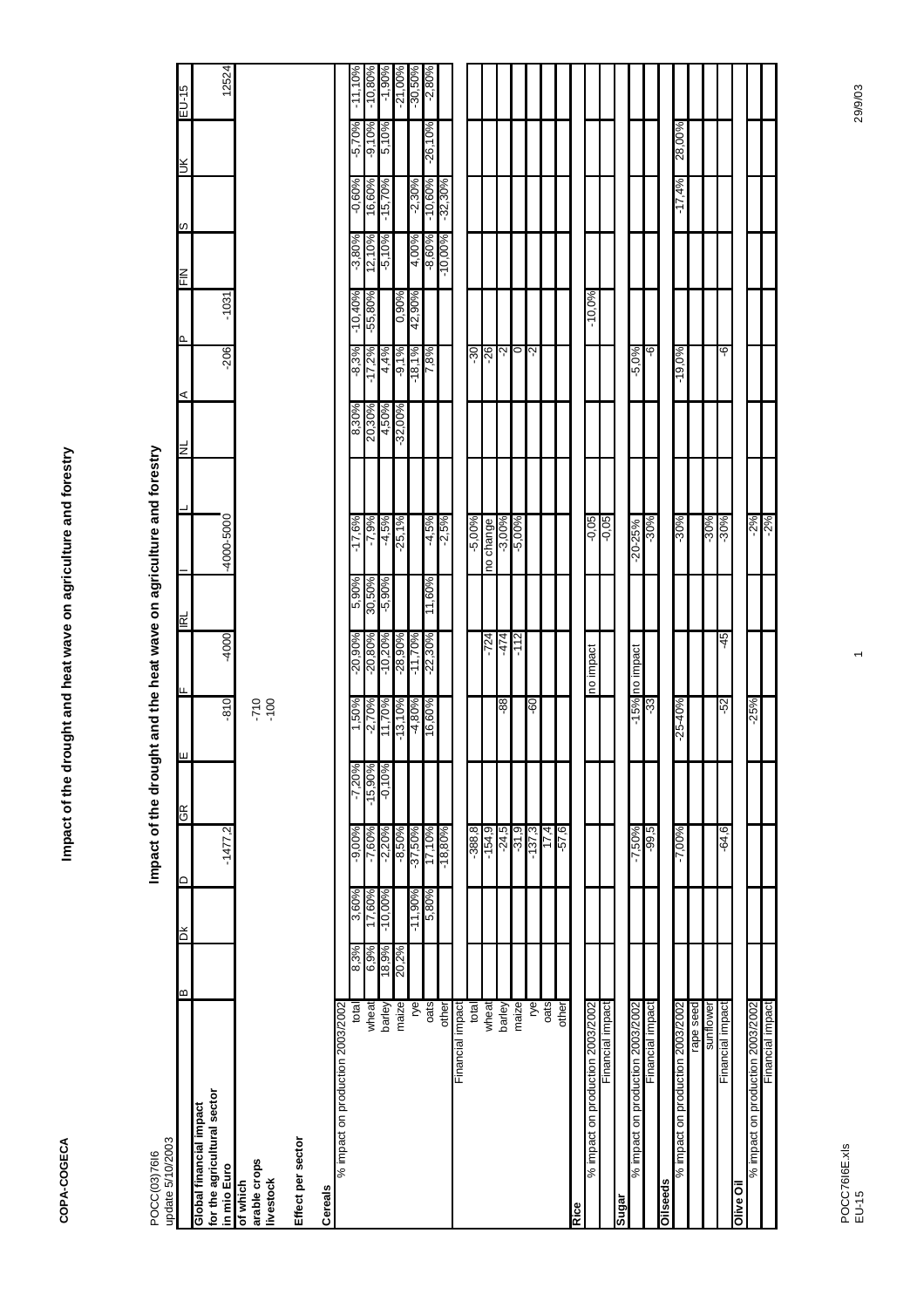**COPA-COGECA**

POCC(03)7616
update 5/10/2003

# Impact of the drought and the heat wave on agriculture and forestry

| | B | DK | D | GR | E | F | IRL | I | L | NL | A | P | FIN | S | UK | EU-15 |
|---|---|---|---|---|---|---|---|---|---|---|---|---|---|---|---|---|
| **Global financial impact for the agricultural sector in mio Euro** | | | -1477,2 | | -810 | -4000 | | -4000-5000 | | | -206 | -1031 | | | | 12524 |
| **of which** | | | | | | | | | | | | | | | | |
| **arable crops** | | | | | -710 | | | | | | | | | | | |
| **livestock** | | | | | -100 | | | | | | | | | | | |
| **Effect per sector** | | | | | | | | | | | | | | | | |
| **Cereals** | | | | | | | | | | | | | | | | |
| % impact on production 2003/2002 | | | | | | | | | | | | | | | | |
| total | 8,3% | 3,60% | -9,00% | -7,20% | 1,50% | -20,90% | 5,90% | -17,6% | | 8,30% | -8,3% | -10,40% | -3,80% | -0,60% | -5,70% | -11,10% |
| wheat | 6,9% | 17,60% | -7,60% | -15,90% | -2,70% | -20,80% | 30,50% | -7,9% | | 20,30% | -17,2% | -55,80% | 12,10% | 16,60% | -9,10% | -10,80% |
| barley | 18,9% | -10,00% | -2,20% | -0,10% | 11,70% | -10,20% | -5,90% | -4,5% | | 4,50% | 4,4% | | -5,10% | -15,70% | 5,10% | -1,90% |
| maize | 20,2% | | -8,50% | | -13,10% | -28,90% | | -25,1% | | -32,00% | -9,1% | 0,90% | | | | -21,00% |
| rye | | -11,90% | -37,50% | | -4,80% | -11,70% | | | | | -18,1% | 42,90% | 4,00% | -2,30% | | -30,50% |
| oats | | 5,80% | 17,10% | | 16,60% | -22,30% | 11,60% | -4,5% | | | 7,8% | | -8,60% | -10,60% | -26,10% | -2,80% |
| other | | | -18,80% | | | | | -2,5% | | | | | -10,00% | -32,30% | | |
| Financial impact | | | | | | | | | | | | | | | | |
| total | | | -388,8 | | | | | -5,00% | | | -30 | | | | | |
| wheat | | | -154,9 | | | -724 | | no change | | | -26 | | | | | |
| barley | | | -24,5 | | -88 | -474 | | -3,00% | | | -2 | | | | | |
| maize | | | -31,9 | | | -112 | | -5,00% | | | 0 | | | | | |
| rye | | | -137,3 | | -60 | | | | | | -2 | | | | | |
| oats | | | 17,4 | | | | | | | | | | | | | |
| other | | | -57,6 | | | | | | | | | | | | | |
| **Rice** | | | | | | | | | | | | | | | | |
| % impact on production 2003/2002 | | | | | | no impact | | -0,05 | | | | -10,0% | | | | |
| Financial impact | | | | | | | | -0,05 | | | | | | | | |
| **Sugar** | | | | | | | | | | | | | | | | |
| % impact on production 2003/2002 | | | -7,50% | | -15% | no impact | | -20-25% | | | -5,0% | | | | | |
| Financial impact | | | -99,5 | | -33 | | | -30% | | | -6 | | | | | |
| **Oilseeds** | | | | | | | | | | | | | | | | |
| % impact on production 2003/2002 | | | -7,00% | | -25-40% | | | -30% | | | -19,0% | | | -17,4% | 28,00% | |
| rape seed | | | | | | | | | | | | | | | | |
| sunflower | | | | | | | | -30% | | | | | | | | |
| Financial impact | | | -64,6 | | -52 | -45 | | -30% | | | -6 | | | | | |
| **Olive Oil** | | | | | | | | | | | | | | | | |
| % impact on production 2003/2002 | | | | | -25% | | | -2% | | | | | | | | |
| Financial impact | | | | | | | | -2% | | | | | | | | |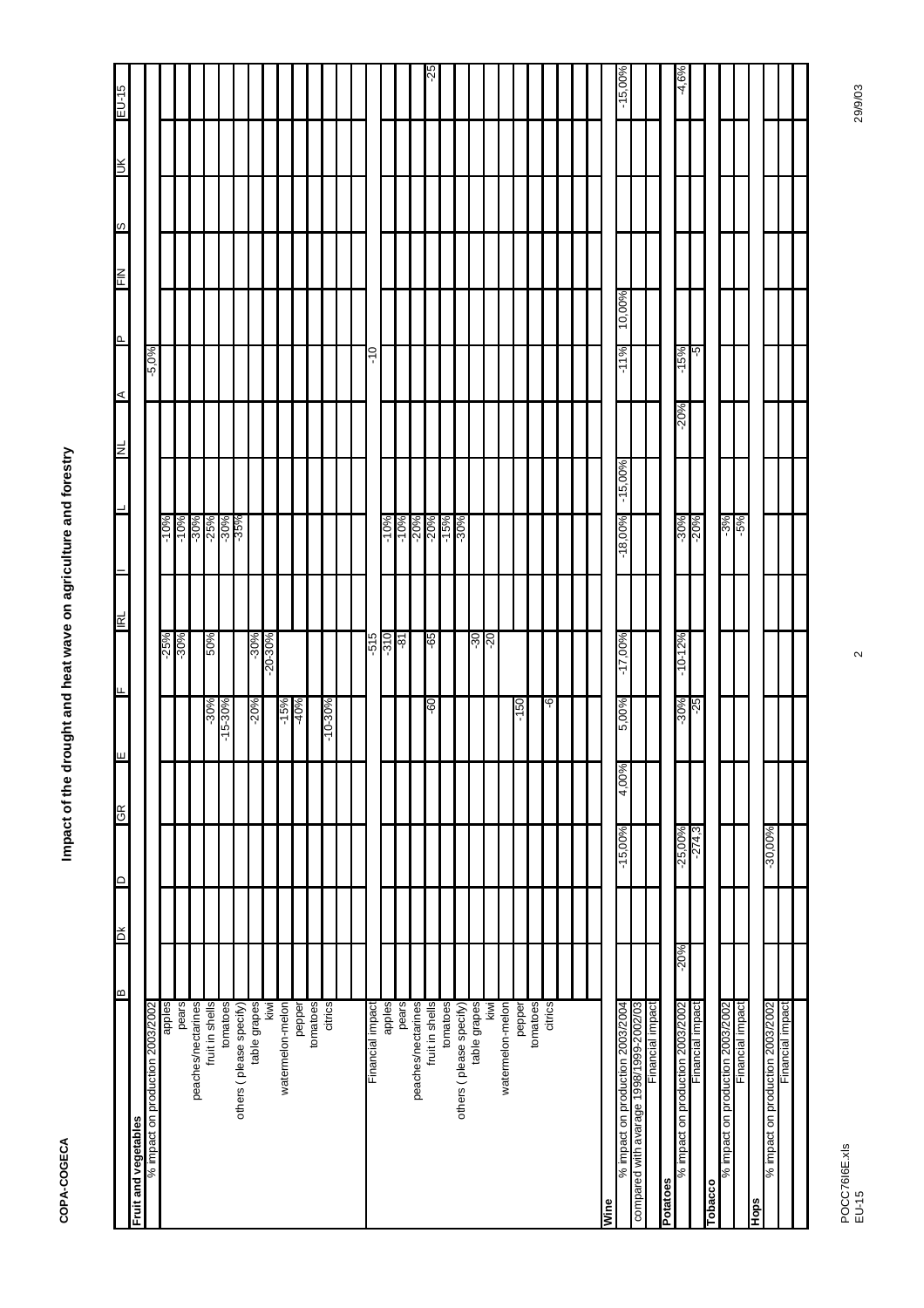**COPA-COGECA**

# Impact of the drought and heat wave on agriculture and forestry

| | B | Dk | D | GR | E | F | IRL | I | L | NL | A | P | FIN | S | UK | EU-15 |
|---|---|---|---|---|---|---|---|---|---|---|---|---|---|---|---|---|
| **Fruit and vegetables** | | | | | | | | | | | | | | | | |
| % impact on production 2003/2002 | | | | | | | | | | | | -5,0% | | | | |
| apples | | | | | | | -25% | | -10% | | | | | | | |
| pears | | | | | | | -30% | | -10% | | | | | | | |
| peaches/nectarines | | | | | | | | | -30% | | | | | | | |
| fruit in shells | | | | | | -30% | 50% | | -25% | | | | | | | |
| tomatoes | | | | | | -15-30% | | | -30% | | | | | | | |
| others ( please specify) | | | | | | | | | -35% | | | | | | | |
| table grapes | | | | | | -20% | -30% | | | | | | | | | |
| kiwi | | | | | | | -20-30% | | | | | | | | | |
| watermelon-melon | | | | | | -15% | | | | | | | | | | |
| pepper | | | | | | -40% | | | | | | | | | | |
| tomatoes | | | | | | | | | | | | | | | | |
| citrics | | | | | | -10-30% | | | | | | | | | | |
| | | | | | | | | | | | | | | | | |
| | | | | | | | | | | | | | | | | |
| Financial impact | | | | | | | -515 | | | | | -10 | | | | |
| apples | | | | | | | -310 | | -10% | | | | | | | |
| pears | | | | | | | -81 | | -10% | | | | | | | |
| peaches/nectarines | | | | | | | | | -20% | | | | | | | |
| fruit in shells | | | | | | -60 | -65 | | -20% | | | | | | | -25 |
| tomatoes | | | | | | | | | -15% | | | | | | | |
| others ( please specify) | | | | | | | | | -30% | | | | | | | |
| table grapes | | | | | | | -30 | | | | | | | | | |
| kiwi | | | | | | | -20 | | | | | | | | | |
| watermelon-melon | | | | | | | | | | | | | | | | |
| pepper | | | | | | -150 | | | | | | | | | | |
| tomatoes | | | | | | | | | | | | | | | | |
| citrics | | | | | | -6 | | | | | | | | | | |
| **Wine** | | | | | | | | | | | | | | | | |
| % impact on production 2003/2004 | | | -15,00% | 4,00% | | 5,00% | -17,00% | | -18,00% | -15,00% | | -11% | 10,00% | | | -15,00% |
| compared with avarage 1998/1999-2002/03 | | | | | | | | | | | | | | | | |
| Financial impact | | | | | | | | | | | | | | | | |
| **Potatoes** | | | | | | | | | | | | | | | | |
| % impact on production 2003/2002 | -20% | | -25,00% | | | -30% | -10-12% | | -30% | | -20% | -15% | | | | -4,6% |
| Financial impact | | | -274,3 | | | -25 | | | -20% | | | -5 | | | | |
| **Tobacco** | | | | | | | | | | | | | | | | |
| % impact on production 2003/2002 | | | | | | | | | -3% | | | | | | | |
| Financial impact | | | | | | | | | -5% | | | | | | | |
| **Hops** | | | | | | | | | | | | | | | | |
| % impact on production 2003/2002 | | | -30,00% | | | | | | | | | | | | | |
| Financial impact | | | | | | | | | | | | | | | | |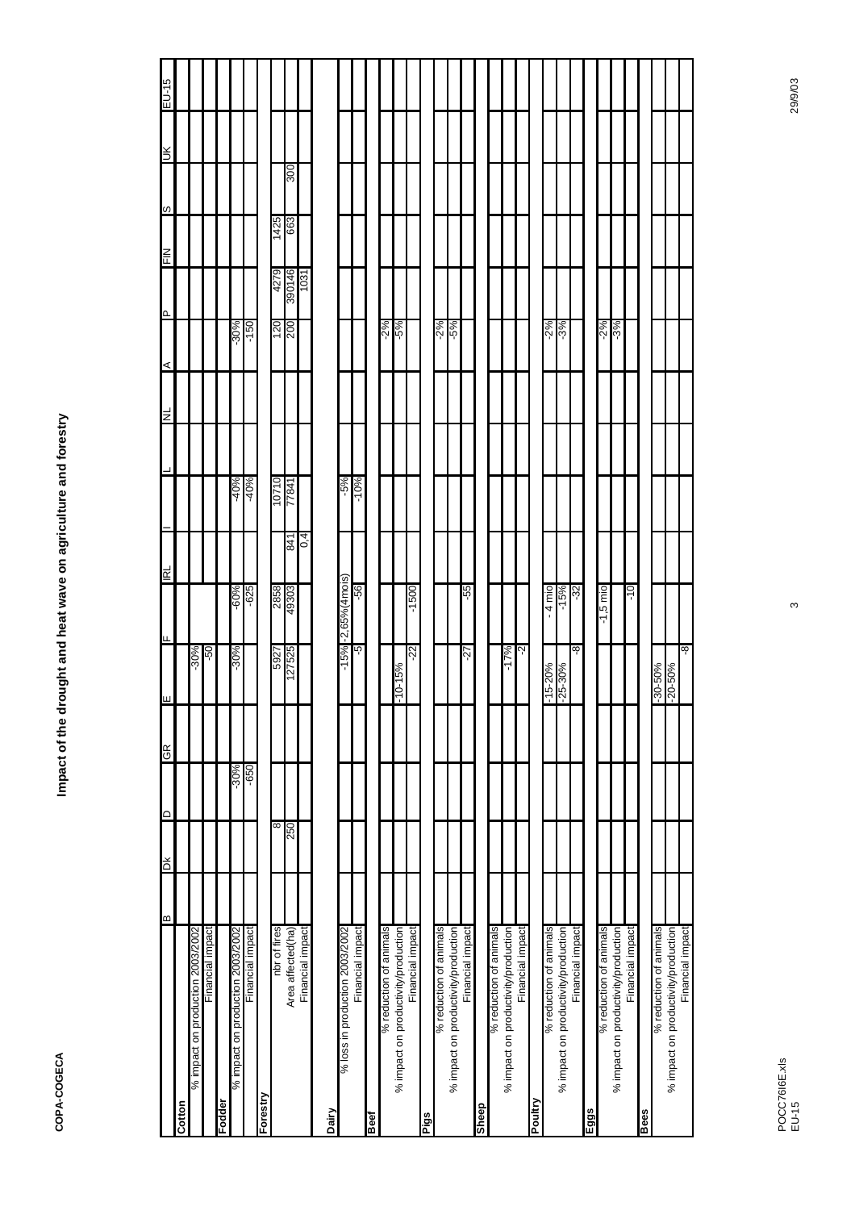# Impact of the drought and heat wave on agriculture and forestry

| | B | DK | D | GR | E | F | IRL | I | L | NL | A | P | FIN | S | UK | EU-15 |
|---|---|---|---|---|---|---|---|---|---|---|---|---|---|---|---|---|
| **Cotton** | | | | | | | | | | | | | | | | |
| % impact on production 2003/2002 | | | | | -30% | | | | | | | | | | | |
| Financial impact | | | | | -50 | | | | | | | | | | | |
| **Fodder** | | | | | | | | | | | | | | | | |
| % impact on production 2003/2002 | | | -30% | | -30% | -60% | | -40% | | | -30% | | | | | |
| Financial impact | | | -650 | | | -625 | | -40% | | | -150 | | | | | |
| **Forestry** | | | | | | | | | | | | | | | | |
| nbr of fires | | 8 | | | 5927 | 2858 | | 10710 | | | 120 | 4279 | 1425 | | | |
| Area affected(ha) | | 250 | | | 127525 | 49303 | 841 | 77841 | | | 200 | 390146 | 663 | 300 | | |
| Financial impact | | | | | | | 0,4 | | | | | 1031 | | | | |
| **Dairy** | | | | | | | | | | | | | | | | |
| % loss in production 2003/2002 | | | | | -15% | -2.65%(4mois) | | -5% | | | | | | | | |
| Financial impact | | | | | -5 | -56 | | -10% | | | | | | | | |
| **Beef** | | | | | | | | | | | | | | | | |
| % reduction of animals | | | | | | | | | | | -2% | | | | | |
| % impact on productivity/production | | | | | -10-15% | | | | | | -5% | | | | | |
| Financial impact | | | | | -22 | -1500 | | | | | | | | | | |
| **Pigs** | | | | | | | | | | | | | | | | |
| % reduction of animals | | | | | | | | | | | -2% | | | | | |
| % impact on productivity/production | | | | | | | | | | | -5% | | | | | |
| Financial impact | | | | | -27 | -55 | | | | | | | | | | |
| **Sheep** | | | | | | | | | | | | | | | | |
| % reduction of animals | | | | | | | | | | | | | | | | |
| % impact on productivity/production | | | | | -17% | | | | | | | | | | | |
| Financial impact | | | | | -2 | | | | | | | | | | | |
| **Poultry** | | | | | | | | | | | | | | | | |
| % reduction of animals | | | | | -15-20% | - 4 mio | | | | | -2% | | | | | |
| % impact on productivity/production | | | | | -25-30% | -15% | | | | | -3% | | | | | |
| Financial impact | | | | | -8 | -32 | | | | | | | | | | |
| **Eggs** | | | | | | | | | | | | | | | | |
| % reduction of animals | | | | | | | | | | | -2% | | | | | |
| % impact on productivity/production | | | | | | -1,5 mio | | | | | -3% | | | | | |
| Financial impact | | | | | | -10 | | | | | | | | | | |
| **Bees** | | | | | | | | | | | | | | | | |
| % reduction of animals | | | | | -30-50% | | | | | | | | | | | |
| % impact on productivity/production | | | | | -20-50% | | | | | | | | | | | |
| Financial impact | | | | | -8 | | | | | | | | | | | |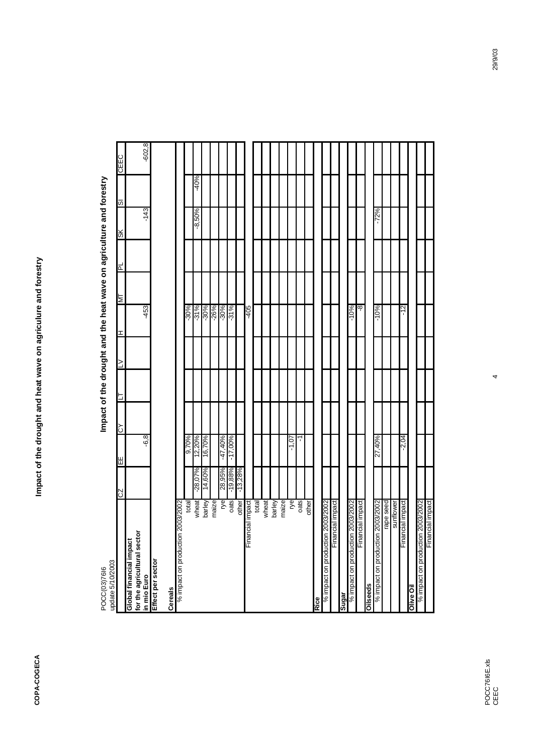POCC(03)76I6
update 5/10/2003

# Impact of the drought and the heat wave on agriculture and forestry

| | | CZ | EE | CY | LT | LV | H | MT | PL | SK | SI | CEEC |
|---|---|---|---|---|---|---|---|---|---|---|---|---|
| **Global financial impact for the agricultural sector in mio Euro** | | | -6,8 | | | | -453 | | | -143 | | -602,8 |
| **Effect per sector** | | | | | | | | | | | | |
| **Cereals** | | | | | | | | | | | | |
| % impact on production 2003/2002 | total | | 9,70% | | | | -30% | | | | | |
| | wheat | -28,07% | 12,20% | | | | -31% | | | -8,50% | -40% | |
| | barley | 14,60% | 16,70% | | | | -30% | | | | | |
| | maize | | | | | | -26% | | | | | |
| | rye | 28,95% | -47,40% | | | | -30% | | | | | |
| | oats | -19,88% | -17,00% | | | | -31% | | | | | |
| | other | -13,28% | | | | | | | | | | |
| Financial impact | total | | | | | | -405 | | | | | |
| | wheat | | | | | | | | | | | |
| | barley | | | | | | | | | | | |
| | maize | | | | | | | | | | | |
| | rye | | -1,07 | | | | | | | | | |
| | oats | | -1 | | | | | | | | | |
| | other | | | | | | | | | | | |
| **Rice** | | | | | | | | | | | | |
| % impact on production 2003/2002 | | | | | | | | | | | | |
| Financial impact | | | | | | | | | | | | |
| **Sugar** | | | | | | | | | | | | |
| % impact on production 2003/2002 | | | | | | | -10% | | | | | |
| Financial impact | | | | | | | -8 | | | | | |
| **Oilseeds** | | | | | | | | | | | | |
| % impact on production 2003/2002 | | | 27,40% | | | | -10% | | | -72% | | |
| | rape seed | | | | | | | | | | | |
| | sunflower | | | | | | | | | | | |
| Financial impact | | | -2,04 | | | | -12 | | | | | |
| **Olive Oil** | | | | | | | | | | | | |
| % impact on production 2003/2002 | | | | | | | | | | | | |
| Financial impact | | | | | | | | | | | | |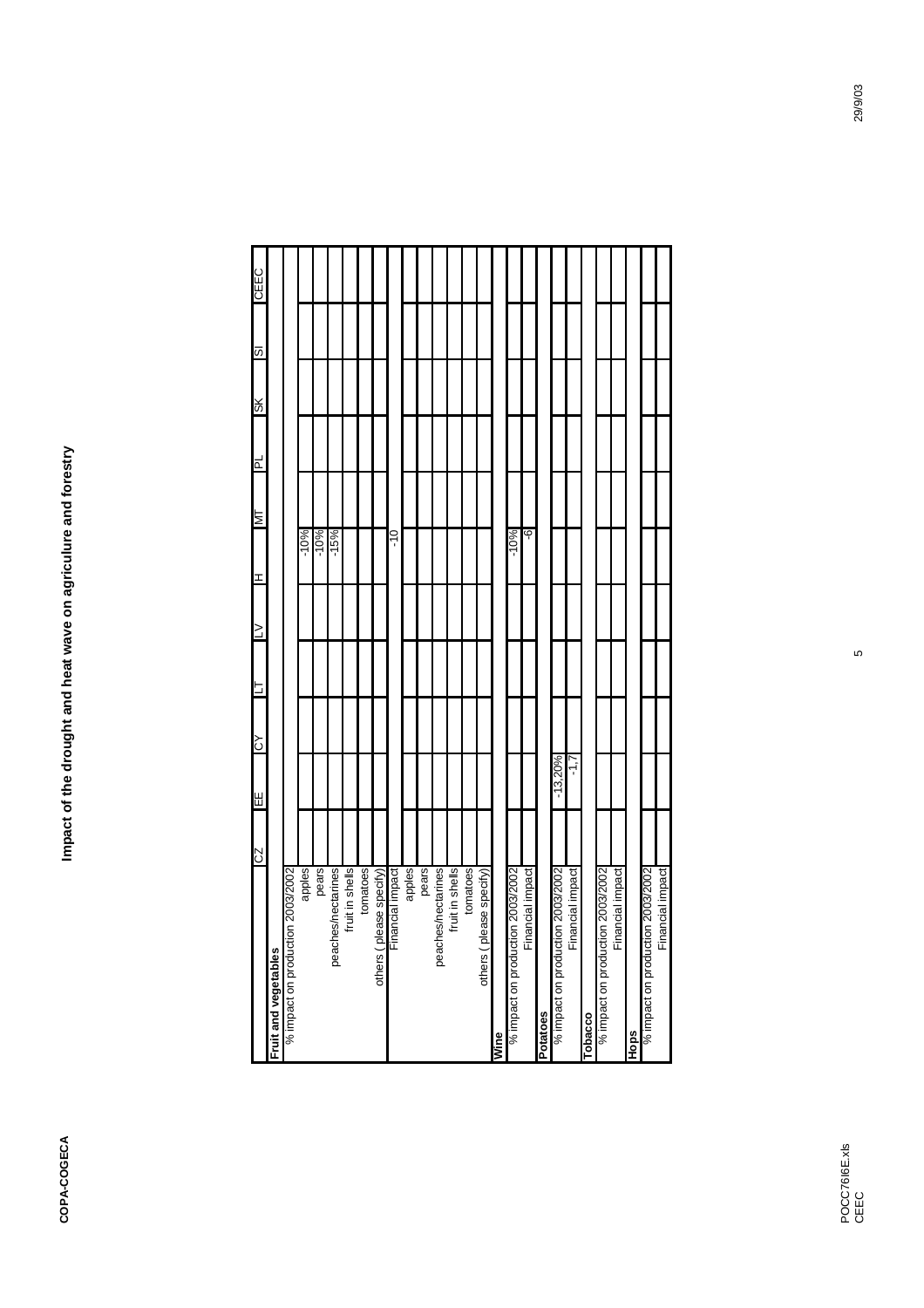# Impact of the drought and heat wave on agriculure and forestry

| | CZ | EE | CY | LT | LV | H | MT | PL | SK | SI | CEEC |
|---|---|---|---|---|---|---|---|---|---|---|---|
| **Fruit and vegetables** | | | | | | | | | | | |
| % impact on production 2003/2002 | | | | | | | | | | | |
| apples | | | | | | -10% | | | | | |
| pears | | | | | | -10% | | | | | |
| peaches/nectarines | | | | | | -15% | | | | | |
| fruit in shells | | | | | | | | | | | |
| tomatoes | | | | | | | | | | | |
| others ( please specify) | | | | | | | | | | | |
| Financial impact | | | | | | -10 | | | | | |
| apples | | | | | | | | | | | |
| pears | | | | | | | | | | | |
| peaches/nectarines | | | | | | | | | | | |
| fruit in shells | | | | | | | | | | | |
| tomatoes | | | | | | | | | | | |
| others ( please specify) | | | | | | | | | | | |
| **Wine** | | | | | | | | | | | |
| % impact on production 2003/2002 | | | | | | -10% | | | | | |
| Financial impact | | | | | | -6 | | | | | |
| **Potatoes** | | | | | | | | | | | |
| % impact on production 2003/2002 | | -13,20% | | | | | | | | | |
| Financial impact | | -1,7 | | | | | | | | | |
| **Tobacco** | | | | | | | | | | | |
| % impact on production 2003/2002 | | | | | | | | | | | |
| Financial impact | | | | | | | | | | | |
| **Hops** | | | | | | | | | | | |
| % impact on production 2003/2002 | | | | | | | | | | | |
| Financial impact | | | | | | | | | | | |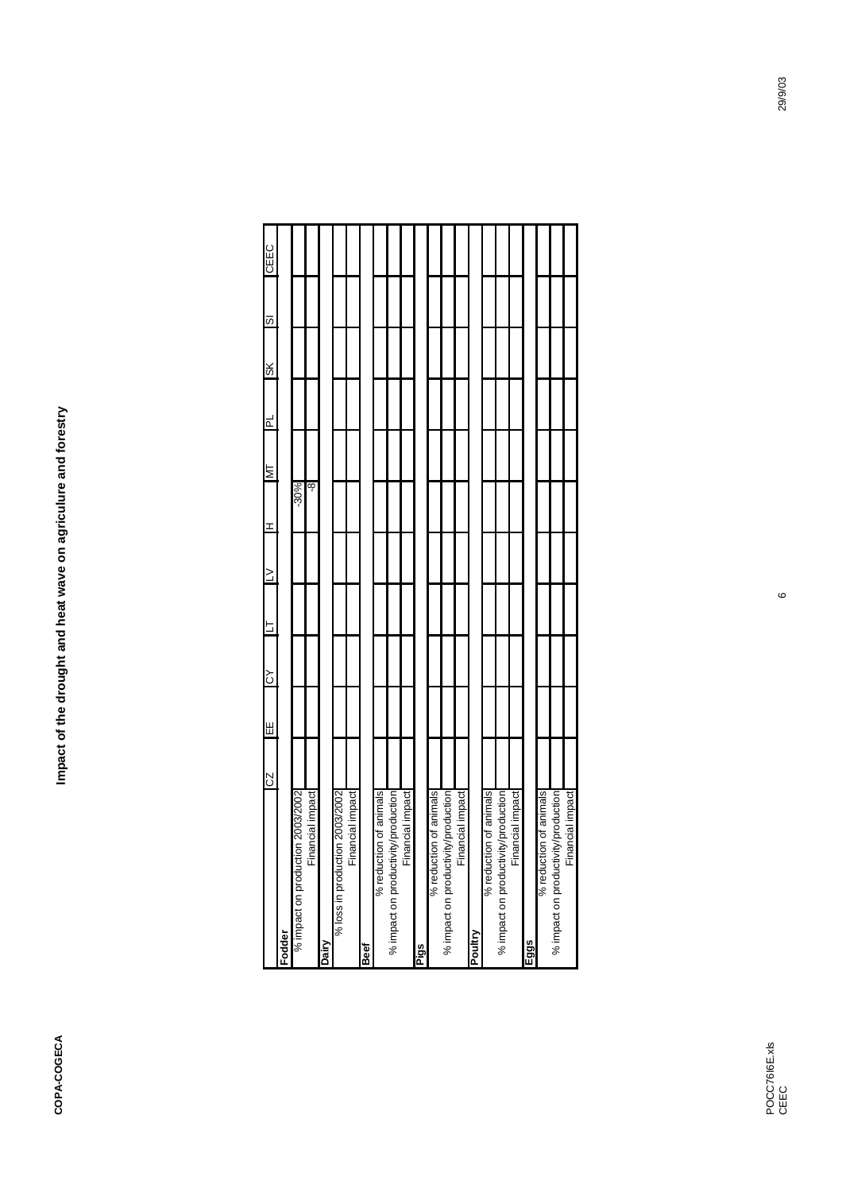# Impact of the drought and heat wave on agriculure and forestry

| | CZ | EE | CY | LT | LV | H | MT | PL | SK | SI | CEEC |
|---|---|---|---|---|---|---|---|---|---|---|---|
| **Fodder** | | | | | | | | | | | |
| % impact on production 2003/2002 | | | | | | -30% | | | | | |
| Financial impact | | | | | | -8 | | | | | |
| **Dairy** | | | | | | | | | | | |
| % loss in production 2003/2002 | | | | | | | | | | | |
| Financial impact | | | | | | | | | | | |
| **Beef** | | | | | | | | | | | |
| % reduction of animals | | | | | | | | | | | |
| % impact on productivity/production | | | | | | | | | | | |
| Financial impact | | | | | | | | | | | |
| **Pigs** | | | | | | | | | | | |
| % reduction of animals | | | | | | | | | | | |
| % impact on productivity/production | | | | | | | | | | | |
| Financial impact | | | | | | | | | | | |
| **Poultry** | | | | | | | | | | | |
| % reduction of animals | | | | | | | | | | | |
| % impact on productivity/production | | | | | | | | | | | |
| Financial impact | | | | | | | | | | | |
| **Eggs** | | | | | | | | | | | |
| % reduction of animals | | | | | | | | | | | |
| % impact on productivity/production | | | | | | | | | | | |
| Financial impact | | | | | | | | | | | |